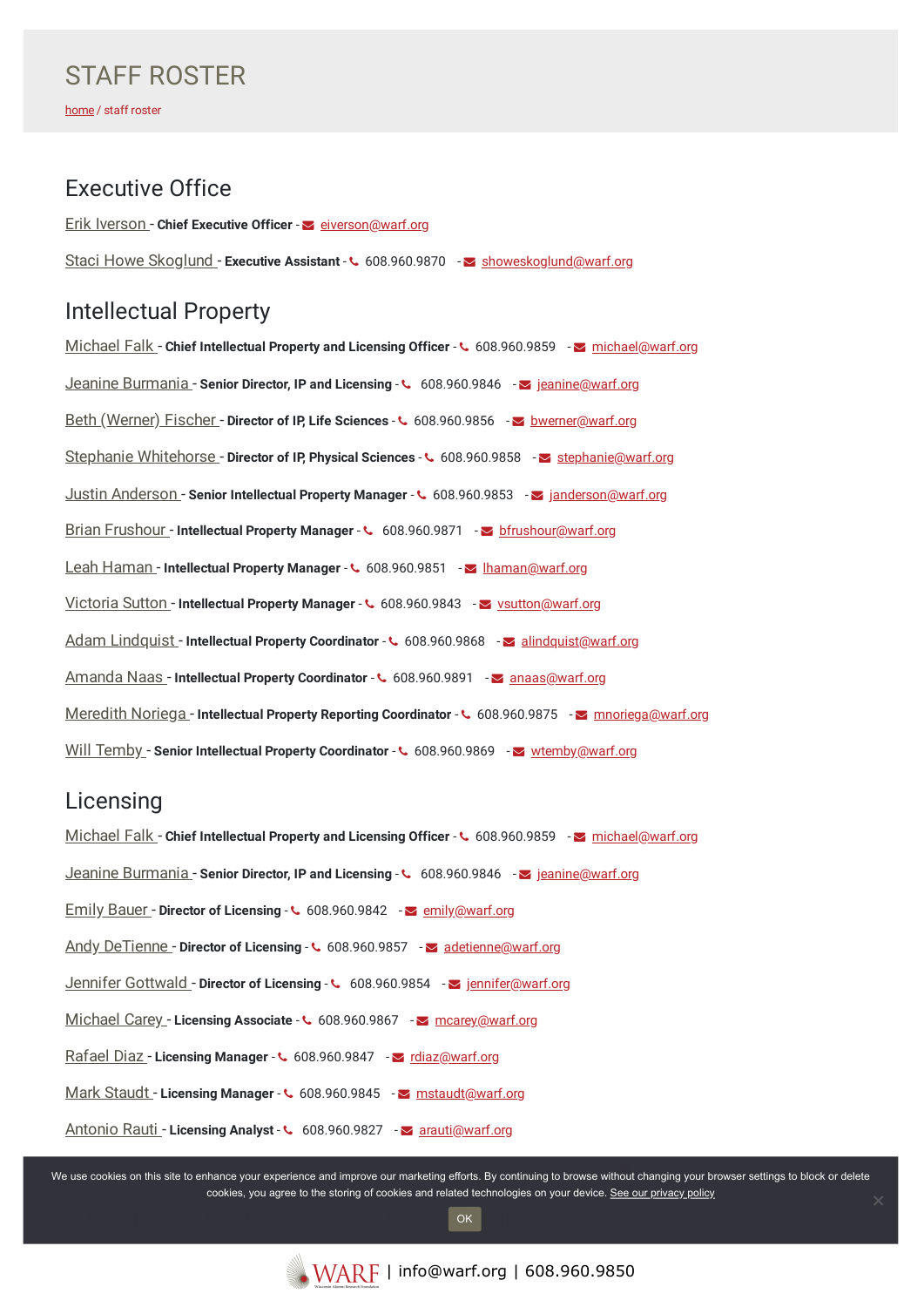# STAFF ROSTER

home / staff roster

## Executive Office

Erik Iverson - **Chief Executive Officer** - eiverson@warf.org

Staci Howe Skoglund - **Executive Assistant** - 608.960.9870 - showeskoglund@warf.org

## Intellectual Property

Michael Falk - **Chief Intellectual Property and Licensing Officer** - 608.960.9859 - michael@warf.org

Jeanine Burmania - **Senior Director, IP and Licensing** - 608.960.9846 - jeanine@warf.org

Beth (Werner) Fischer - **Director of IP, Life Sciences** - 608.960.9856 - bwerner@warf.org

Stephanie Whitehorse - **Director of IP, Physical Sciences** - 608.960.9858 - stephanie@warf.org

Justin Anderson - **Senior Intellectual Property Manager** - 608.960.9853 - janderson@warf.org

Brian Frushour - **Intellectual Property Manager** - 608.960.9871 - bfrushour@warf.org

Leah Haman - **Intellectual Property Manager** - 608.960.9851 - lhaman@warf.org

Victoria Sutton - **Intellectual Property Manager** - 608.960.9843 - vsutton@warf.org

Adam Lindquist - **Intellectual Property Coordinator** - 608.960.9868 - alindquist@warf.org

Amanda Naas - **Intellectual Property Coordinator** - 608.960.9891 - anaas@warf.org

Meredith Noriega - **Intellectual Property Reporting Coordinator** - 608.960.9875 - mnoriega@warf.org

Will Temby - **Senior Intellectual Property Coordinator** - 608.960.9869 - wtemby@warf.org

## Licensing

Michael Falk - **Chief Intellectual Property and Licensing Officer** - 608.960.9859 - michael@warf.org

Jeanine Burmania - **Senior Director, IP and Licensing** - 608.960.9846 - jeanine@warf.org

Emily Bauer - **Director of Licensing** - 608.960.9842 - emily@warf.org

Andy DeTienne - **Director of Licensing** - 608.960.9857 - adetienne@warf.org

Jennifer Gottwald - **Director of Licensing** - 608.960.9854 - jennifer@warf.org

Michael Carey - **Licensing Associate** - 608.960.9867 - mcarey@warf.org

Rafael Diaz - **Licensing Manager** - 608.960.9847 - rdiaz@warf.org

Mark Staudt - **Licensing Manager** - 608.960.9845 - mstaudt@warf.org

Antonio Rauti - **Licensing Analyst** - 608.960.9827 - arauti@warf.org

We use cookies on this site to enhance your experience and improve our marketing efforts. By continuing to browse without changing your browser settings to block or delete cookies, you agree to the storing of cookies and related technologies on your device. See our privacy policy

OK

WARF | info@warf.org | 608.960.9850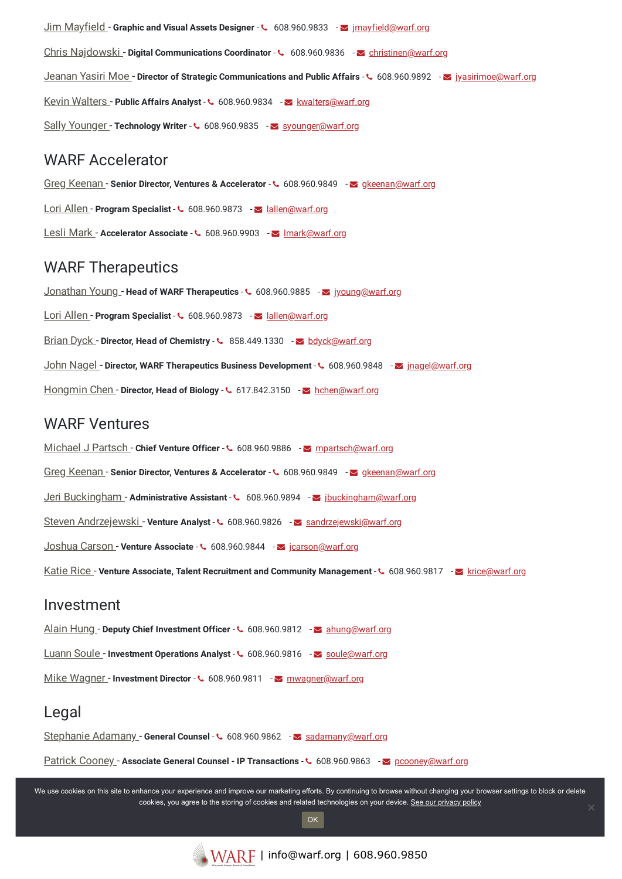Jim Mayfield - **Graphic and Visual Assets Designer** - 608.960.9833 - jmayfield@warf.org

Chris Najdowski - **Digital Communications Coordinator** - 608.960.9836 - christinen@warf.org

Jeanan Yasiri Moe - **Director of Strategic Communications and Public Affairs** - 608.960.9892 - jyasirimoe@warf.org

Kevin Walters - **Public Affairs Analyst** - 608.960.9834 - kwalters@warf.org

Sally Younger - **Technology Writer** - 608.960.9835 - syounger@warf.org

## WARF Accelerator

Greg Keenan - **Senior Director, Ventures & Accelerator** - 608.960.9849 - gkeenan@warf.org

Lori Allen - **Program Specialist** - 608.960.9873 - lallen@warf.org

Lesli Mark - **Accelerator Associate** - 608.960.9903 - lmark@warf.org

## WARF Therapeutics

Jonathan Young - **Head of WARF Therapeutics** - 608.960.9885 - jyoung@warf.org

Lori Allen - **Program Specialist** - 608.960.9873 - lallen@warf.org

Brian Dyck - **Director, Head of Chemistry** - 858.449.1330 - bdyck@warf.org

John Nagel - **Director, WARF Therapeutics Business Development** - 608.960.9848 - jnagel@warf.org

Hongmin Chen - **Director, Head of Biology** - 617.842.3150 - hchen@warf.org

## WARF Ventures

Michael J Partsch - **Chief Venture Officer** - 608.960.9886 - mpartsch@warf.org

Greg Keenan - **Senior Director, Ventures & Accelerator** - 608.960.9849 - gkeenan@warf.org

Jeri Buckingham - **Administrative Assistant** - 608.960.9894 - jbuckingham@warf.org

Steven Andrzejewski - **Venture Analyst** - 608.960.9826 - sandrzejewski@warf.org

Joshua Carson - **Venture Associate** - 608.960.9844 - jcarson@warf.org

Katie Rice - **Venture Associate, Talent Recruitment and Community Management** - 608.960.9817 - krice@warf.org

## Investment

Alain Hung - **Deputy Chief Investment Officer** - 608.960.9812 - ahung@warf.org

Luann Soule - **Investment Operations Analyst** - 608.960.9816 - soule@warf.org

Mike Wagner - **Investment Director** - 608.960.9811 - mwagner@warf.org

## Legal

Stephanie Adamany - **General Counsel** - 608.960.9862 - sadamany@warf.org

Patrick Cooney - **Associate General Counsel - IP Transactions** - 608.960.9863 - pcooney@warf.org

We use cookies on this site to enhance your experience and improve our marketing efforts. By continuing to browse without changing your browser settings to block or delete cookies, you agree to the storing of cookies and related technologies on your device. See our privacy policy

OK

WARF | info@warf.org | 608.960.9850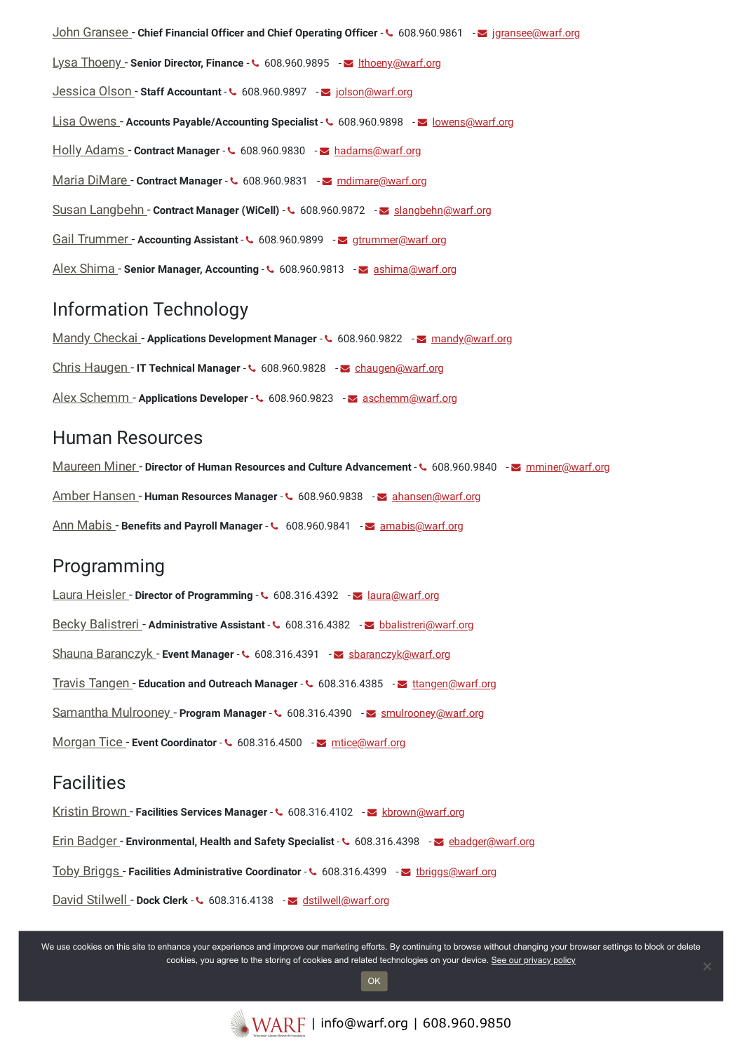John Gransee - **Chief Financial Officer and Chief Operating Officer** - 608.960.9861 - jgransee@warf.org

Lysa Thoeny - **Senior Director, Finance** - 608.960.9895 - lthoeny@warf.org

Jessica Olson - **Staff Accountant** - 608.960.9897 - jolson@warf.org

Lisa Owens - **Accounts Payable/Accounting Specialist** - 608.960.9898 - lowens@warf.org

Holly Adams - **Contract Manager** - 608.960.9830 - hadams@warf.org

Maria DiMare - **Contract Manager** - 608.960.9831 - mdimare@warf.org

Susan Langbehn - **Contract Manager (WiCell)** - 608.960.9872 - slangbehn@warf.org

Gail Trummer - **Accounting Assistant** - 608.960.9899 - gtrummer@warf.org

Alex Shima - **Senior Manager, Accounting** - 608.960.9813 - ashima@warf.org

## Information Technology

Mandy Checkai - **Applications Development Manager** - 608.960.9822 - mandy@warf.org

Chris Haugen - **IT Technical Manager** - 608.960.9828 - chaugen@warf.org

Alex Schemm - **Applications Developer** - 608.960.9823 - aschemm@warf.org

## Human Resources

Maureen Miner - **Director of Human Resources and Culture Advancement** - 608.960.9840 - mminer@warf.org

Amber Hansen - **Human Resources Manager** - 608.960.9838 - ahansen@warf.org

Ann Mabis - **Benefits and Payroll Manager** - 608.960.9841 - amabis@warf.org

## Programming

Laura Heisler - **Director of Programming** - 608.316.4392 - laura@warf.org

Becky Balistreri - **Administrative Assistant** - 608.316.4382 - bbalistreri@warf.org

Shauna Baranczyk - **Event Manager** - 608.316.4391 - sbaranczyk@warf.org

Travis Tangen - **Education and Outreach Manager** - 608.316.4385 - ttangen@warf.org

Samantha Mulrooney - **Program Manager** - 608.316.4390 - smulrooney@warf.org

Morgan Tice - **Event Coordinator** - 608.316.4500 - mtice@warf.org

## Facilities

Kristin Brown - **Facilities Services Manager** - 608.316.4102 - kbrown@warf.org

Erin Badger - **Environmental, Health and Safety Specialist** - 608.316.4398 - ebadger@warf.org

Toby Briggs - **Facilities Administrative Coordinator** - 608.316.4399 - tbriggs@warf.org

David Stilwell - **Dock Clerk** - 608.316.4138 - dstilwell@warf.org

We use cookies on this site to enhance your experience and improve our marketing efforts. By continuing to browse without changing your browser settings to block or delete cookies, you agree to the storing of cookies and related technologies on your device. See our privacy policy

OK

WARF | info@warf.org | 608.960.9850